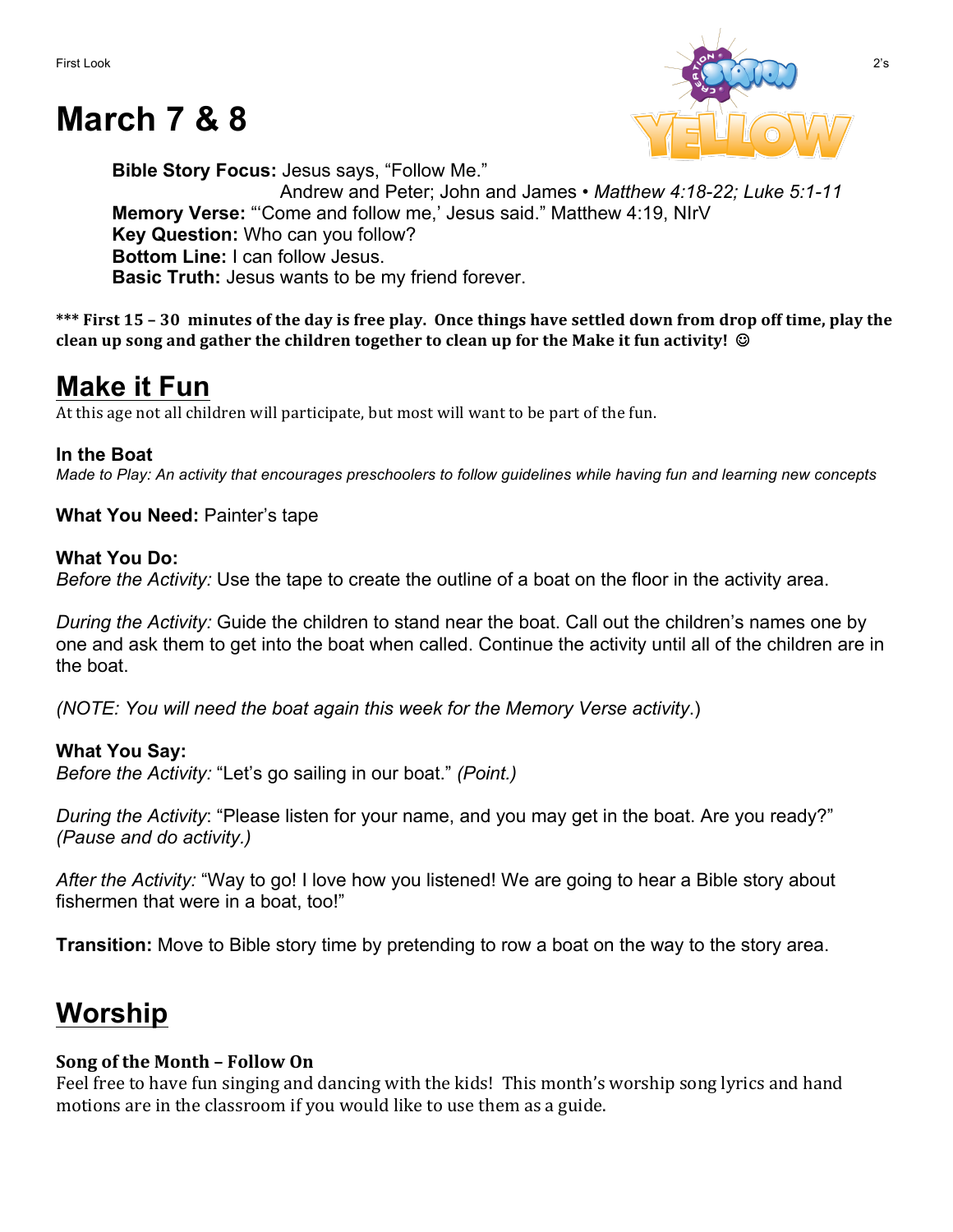# March 7 & 8

**Bible Story Focus:** Jesus says, "Follow Me."
Andrew and Peter; John and James • *Matthew 4:18-22; Luke 5:1-11*
**Memory Verse:** "'Come and follow me,' Jesus said." Matthew 4:19, NIrV
**Key Question:** Who can you follow?
**Bottom Line:** I can follow Jesus.
**Basic Truth:** Jesus wants to be my friend forever.

**\*\*\* First 15 – 30 minutes of the day is free play. Once things have settled down from drop off time, play the clean up song and gather the children together to clean up for the Make it fun activity! ☺**

## Make it Fun

At this age not all children will participate, but most will want to be part of the fun.

### In the Boat

*Made to Play: An activity that encourages preschoolers to follow guidelines while having fun and learning new concepts*

**What You Need:** Painter's tape

**What You Do:**
*Before the Activity:* Use the tape to create the outline of a boat on the floor in the activity area.

*During the Activity:* Guide the children to stand near the boat. Call out the children's names one by one and ask them to get into the boat when called. Continue the activity until all of the children are in the boat.

*(NOTE: You will need the boat again this week for the Memory Verse activity.)*

**What You Say:**
*Before the Activity:* "Let's go sailing in our boat." *(Point.)*

*During the Activity*: "Please listen for your name, and you may get in the boat. Are you ready?" *(Pause and do activity.)*

*After the Activity:* "Way to go! I love how you listened! We are going to hear a Bible story about fishermen that were in a boat, too!"

**Transition:** Move to Bible story time by pretending to row a boat on the way to the story area.

## Worship

**Song of the Month – Follow On**
Feel free to have fun singing and dancing with the kids! This month's worship song lyrics and hand motions are in the classroom if you would like to use them as a guide.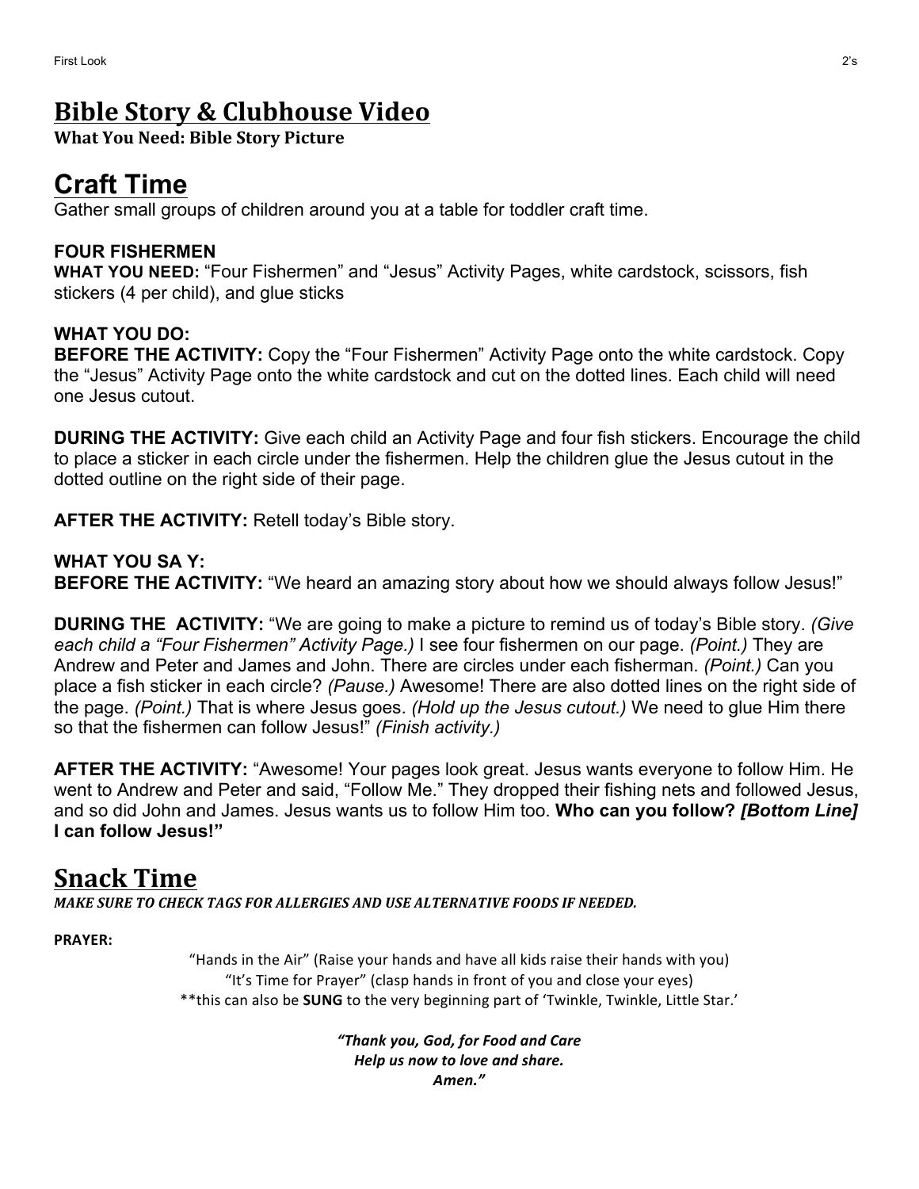## Bible Story & Clubhouse Video

**What You Need: Bible Story Picture**

# Craft Time

Gather small groups of children around you at a table for toddler craft time.

### FOUR FISHERMEN

**WHAT YOU NEED:** "Four Fishermen" and "Jesus" Activity Pages, white cardstock, scissors, fish stickers (4 per child), and glue sticks

**WHAT YOU DO:**

**BEFORE THE ACTIVITY:** Copy the "Four Fishermen" Activity Page onto the white cardstock. Copy the "Jesus" Activity Page onto the white cardstock and cut on the dotted lines. Each child will need one Jesus cutout.

**DURING THE ACTIVITY:** Give each child an Activity Page and four fish stickers. Encourage the child to place a sticker in each circle under the fishermen. Help the children glue the Jesus cutout in the dotted outline on the right side of their page.

**AFTER THE ACTIVITY:** Retell today's Bible story.

**WHAT YOU SA Y:**

**BEFORE THE ACTIVITY:** "We heard an amazing story about how we should always follow Jesus!"

**DURING THE ACTIVITY:** "We are going to make a picture to remind us of today's Bible story. *(Give each child a "Four Fishermen" Activity Page.)* I see four fishermen on our page. *(Point.)* They are Andrew and Peter and James and John. There are circles under each fisherman. *(Point.)* Can you place a fish sticker in each circle? *(Pause.)* Awesome! There are also dotted lines on the right side of the page. *(Point.)* That is where Jesus goes. *(Hold up the Jesus cutout.)* We need to glue Him there so that the fishermen can follow Jesus!" *(Finish activity.)*

**AFTER THE ACTIVITY:** "Awesome! Your pages look great. Jesus wants everyone to follow Him. He went to Andrew and Peter and said, "Follow Me." They dropped their fishing nets and followed Jesus, and so did John and James. Jesus wants us to follow Him too. **Who can you follow? *[Bottom Line]* I can follow Jesus!"**

## Snack Time

***MAKE SURE TO CHECK TAGS FOR ALLERGIES AND USE ALTERNATIVE FOODS IF NEEDED.***

**PRAYER:**

"Hands in the Air" (Raise your hands and have all kids raise their hands with you)
"It's Time for Prayer" (clasp hands in front of you and close your eyes)
**this can also be **SUNG** to the very beginning part of 'Twinkle, Twinkle, Little Star.'

***"Thank you, God, for Food and Care***
***Help us now to love and share.***
***Amen."***